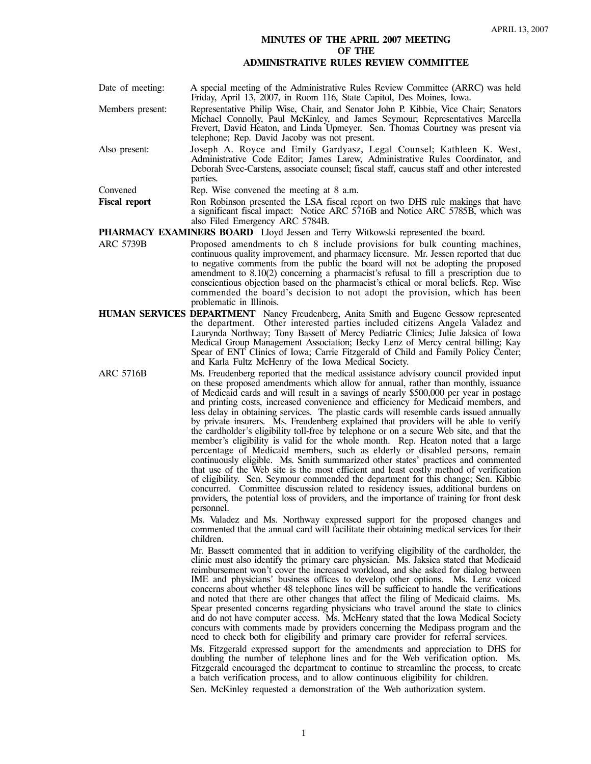# MINUTES OF THE APRIL 2007 MEETING OF THE ADMINISTRATIVE RULES REVIEW COMMITTEE

**Date of meeting:** A special meeting of the Administrative Rules Review Committee (ARRC) was held Friday, April 13, 2007, in Room 116, State Capitol, Des Moines, Iowa.

**Members present:** Representative Philip Wise, Chair, and Senator John P. Kibbie, Vice Chair; Senators Michael Connolly, Paul McKinley, and James Seymour; Representatives Marcella Frevert, David Heaton, and Linda Upmeyer. Sen. Thomas Courtney was present via telephone; Rep. David Jacoby was not present.

**Also present:** Joseph A. Royce and Emily Gardyasz, Legal Counsel; Kathleen K. West, Administrative Code Editor; James Larew, Administrative Rules Coordinator, and Deborah Svec-Carstens, associate counsel; fiscal staff, caucus staff and other interested parties.

**Convened** Rep. Wise convened the meeting at 8 a.m.

**Fiscal report** Ron Robinson presented the LSA fiscal report on two DHS rule makings that have a significant fiscal impact: Notice ARC 5716B and Notice ARC 5785B, which was also Filed Emergency ARC 5784B.

**PHARMACY EXAMINERS BOARD** Lloyd Jessen and Terry Witkowski represented the board.

**ARC 5739B** Proposed amendments to ch 8 include provisions for bulk counting machines, continuous quality improvement, and pharmacy licensure. Mr. Jessen reported that due to negative comments from the public the board will not be adopting the proposed amendment to 8.10(2) concerning a pharmacist's refusal to fill a prescription due to conscientious objection based on the pharmacist's ethical or moral beliefs. Rep. Wise commended the board's decision to not adopt the provision, which has been problematic in Illinois.

**HUMAN SERVICES DEPARTMENT** Nancy Freudenberg, Anita Smith and Eugene Gessow represented the department. Other interested parties included citizens Angela Valadez and Laurynda Northway; Tony Bassett of Mercy Pediatric Clinics; Julie Jaksica of Iowa Medical Group Management Association; Becky Lenz of Mercy central billing; Kay Spear of ENT Clinics of Iowa; Carrie Fitzgerald of Child and Family Policy Center; and Karla Fultz McHenry of the Iowa Medical Society.

**ARC 5716B** Ms. Freudenberg reported that the medical assistance advisory council provided input on these proposed amendments which allow for annual, rather than monthly, issuance of Medicaid cards and will result in a savings of nearly $500,000 per year in postage and printing costs, increased convenience and efficiency for Medicaid members, and less delay in obtaining services. The plastic cards will resemble cards issued annually by private insurers. Ms. Freudenberg explained that providers will be able to verify the cardholder's eligibility toll-free by telephone or on a secure Web site, and that the member's eligibility is valid for the whole month. Rep. Heaton noted that a large percentage of Medicaid members, such as elderly or disabled persons, remain continuously eligible. Ms. Smith summarized other states' practices and commented that use of the Web site is the most efficient and least costly method of verification of eligibility. Sen. Seymour commended the department for this change; Sen. Kibbie concurred. Committee discussion related to residency issues, additional burdens on providers, the potential loss of providers, and the importance of training for front desk personnel.

Ms. Valadez and Ms. Northway expressed support for the proposed changes and commented that the annual card will facilitate their obtaining medical services for their children.

Mr. Bassett commented that in addition to verifying eligibility of the cardholder, the clinic must also identify the primary care physician. Ms. Jaksica stated that Medicaid reimbursement won't cover the increased workload, and she asked for dialog between IME and physicians' business offices to develop other options. Ms. Lenz voiced concerns about whether 48 telephone lines will be sufficient to handle the verifications and noted that there are other changes that affect the filing of Medicaid claims. Ms. Spear presented concerns regarding physicians who travel around the state to clinics and do not have computer access. Ms. McHenry stated that the Iowa Medical Society concurs with comments made by providers concerning the Medipass program and the need to check both for eligibility and primary care provider for referral services.

Ms. Fitzgerald expressed support for the amendments and appreciation to DHS for doubling the number of telephone lines and for the Web verification option. Ms. Fitzgerald encouraged the department to continue to streamline the process, to create a batch verification process, and to allow continuous eligibility for children.

Sen. McKinley requested a demonstration of the Web authorization system.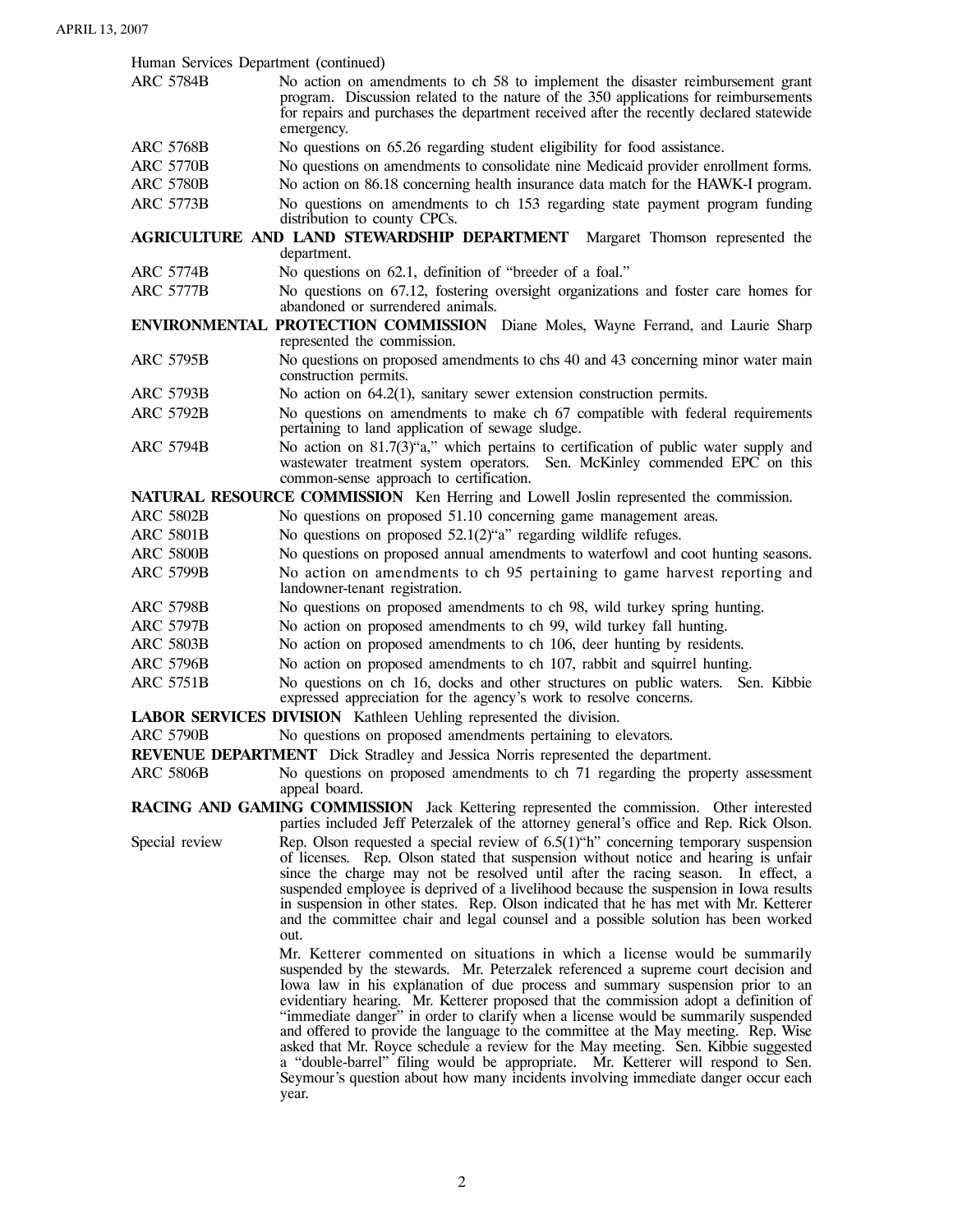Human Services Department (continued)

| | |
|---|---|
| ARC 5784B | No action on amendments to ch 58 to implement the disaster reimbursement grant program. Discussion related to the nature of the 350 applications for reimbursements for repairs and purchases the department received after the recently declared statewide emergency. |
| ARC 5768B | No questions on 65.26 regarding student eligibility for food assistance. |
| ARC 5770B | No questions on amendments to consolidate nine Medicaid provider enrollment forms. |
| ARC 5780B | No action on 86.18 concerning health insurance data match for the HAWK-I program. |
| ARC 5773B | No questions on amendments to ch 153 regarding state payment program funding distribution to county CPCs. |

**AGRICULTURE AND LAND STEWARDSHIP DEPARTMENT** Margaret Thomson represented the department.

| | |
|---|---|
| ARC 5774B | No questions on 62.1, definition of "breeder of a foal." |
| ARC 5777B | No questions on 67.12, fostering oversight organizations and foster care homes for abandoned or surrendered animals. |

**ENVIRONMENTAL PROTECTION COMMISSION** Diane Moles, Wayne Ferrand, and Laurie Sharp represented the commission.

| | |
|---|---|
| ARC 5795B | No questions on proposed amendments to chs 40 and 43 concerning minor water main construction permits. |
| ARC 5793B | No action on 64.2(1), sanitary sewer extension construction permits. |
| ARC 5792B | No questions on amendments to make ch 67 compatible with federal requirements pertaining to land application of sewage sludge. |
| ARC 5794B | No action on 81.7(3)"a," which pertains to certification of public water supply and wastewater treatment system operators. Sen. McKinley commended EPC on this common-sense approach to certification. |

**NATURAL RESOURCE COMMISSION** Ken Herring and Lowell Joslin represented the commission.

| | |
|---|---|
| ARC 5802B | No questions on proposed 51.10 concerning game management areas. |
| ARC 5801B | No questions on proposed 52.1(2)"a" regarding wildlife refuges. |
| ARC 5800B | No questions on proposed annual amendments to waterfowl and coot hunting seasons. |
| ARC 5799B | No action on amendments to ch 95 pertaining to game harvest reporting and landowner-tenant registration. |
| ARC 5798B | No questions on proposed amendments to ch 98, wild turkey spring hunting. |
| ARC 5797B | No action on proposed amendments to ch 99, wild turkey fall hunting. |
| ARC 5803B | No action on proposed amendments to ch 106, deer hunting by residents. |
| ARC 5796B | No action on proposed amendments to ch 107, rabbit and squirrel hunting. |
| ARC 5751B | No questions on ch 16, docks and other structures on public waters. Sen. Kibbie expressed appreciation for the agency's work to resolve concerns. |

**LABOR SERVICES DIVISION** Kathleen Uehling represented the division.

| | |
|---|---|
| ARC 5790B | No questions on proposed amendments pertaining to elevators. |

**REVENUE DEPARTMENT** Dick Stradley and Jessica Norris represented the department.

| | |
|---|---|
| ARC 5806B | No questions on proposed amendments to ch 71 regarding the property assessment appeal board. |

**RACING AND GAMING COMMISSION** Jack Kettering represented the commission. Other interested parties included Jeff Peterzalek of the attorney general's office and Rep. Rick Olson.

Special review

Rep. Olson requested a special review of 6.5(1)"h" concerning temporary suspension of licenses. Rep. Olson stated that suspension without notice and hearing is unfair since the charge may not be resolved until after the racing season. In effect, a suspended employee is deprived of a livelihood because the suspension in Iowa results in suspension in other states. Rep. Olson indicated that he has met with Mr. Ketterer and the committee chair and legal counsel and a possible solution has been worked out.

Mr. Ketterer commented on situations in which a license would be summarily suspended by the stewards. Mr. Peterzalek referenced a supreme court decision and Iowa law in his explanation of due process and summary suspension prior to an evidentiary hearing. Mr. Ketterer proposed that the commission adopt a definition of "immediate danger" in order to clarify when a license would be summarily suspended and offered to provide the language to the committee at the May meeting. Rep. Wise asked that Mr. Royce schedule a review for the May meeting. Sen. Kibbie suggested a "double-barrel" filing would be appropriate. Mr. Ketterer will respond to Sen. Seymour's question about how many incidents involving immediate danger occur each year.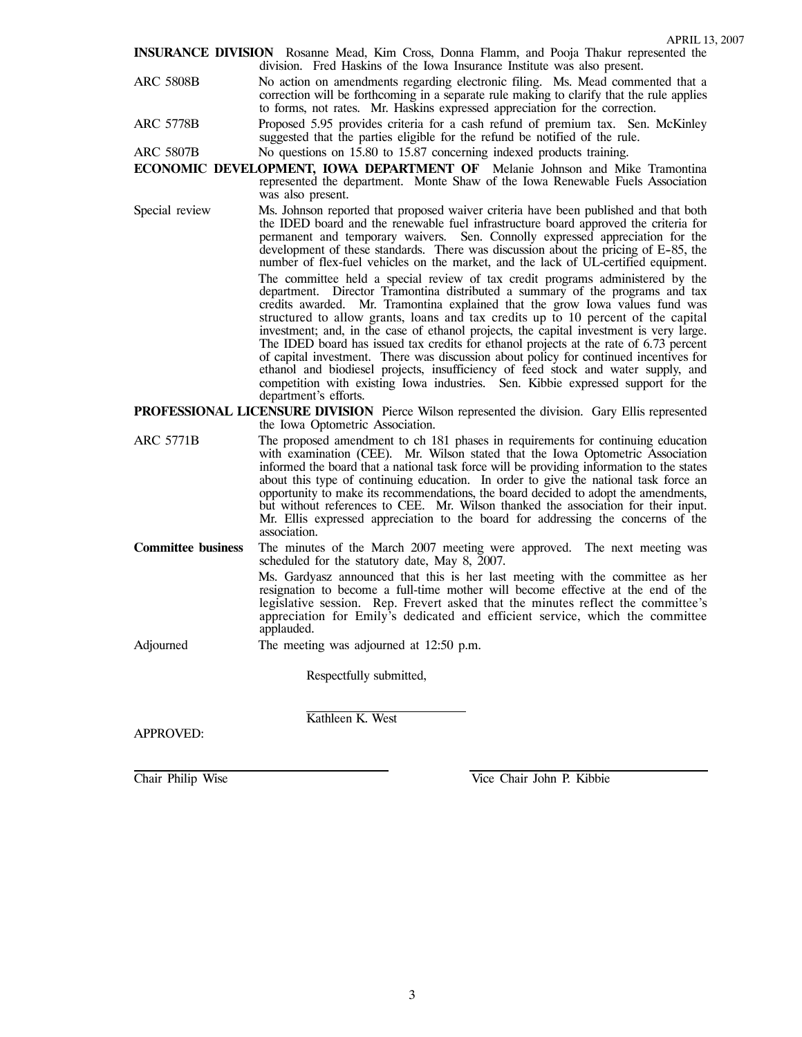**INSURANCE DIVISION** Rosanne Mead, Kim Cross, Donna Flamm, and Pooja Thakur represented the division. Fred Haskins of the Iowa Insurance Institute was also present.

ARC 5808B — No action on amendments regarding electronic filing. Ms. Mead commented that a correction will be forthcoming in a separate rule making to clarify that the rule applies to forms, not rates. Mr. Haskins expressed appreciation for the correction.

ARC 5778B — Proposed 5.95 provides criteria for a cash refund of premium tax. Sen. McKinley suggested that the parties eligible for the refund be notified of the rule.

ARC 5807B — No questions on 15.80 to 15.87 concerning indexed products training.

**ECONOMIC DEVELOPMENT, IOWA DEPARTMENT OF** Melanie Johnson and Mike Tramontina represented the department. Monte Shaw of the Iowa Renewable Fuels Association was also present.

Special review — Ms. Johnson reported that proposed waiver criteria have been published and that both the IDED board and the renewable fuel infrastructure board approved the criteria for permanent and temporary waivers. Sen. Connolly expressed appreciation for the development of these standards. There was discussion about the pricing of E-85, the number of flex-fuel vehicles on the market, and the lack of UL-certified equipment.

The committee held a special review of tax credit programs administered by the department. Director Tramontina distributed a summary of the programs and tax credits awarded. Mr. Tramontina explained that the grow Iowa values fund was structured to allow grants, loans and tax credits up to 10 percent of the capital investment; and, in the case of ethanol projects, the capital investment is very large. The IDED board has issued tax credits for ethanol projects at the rate of 6.73 percent of capital investment. There was discussion about policy for continued incentives for ethanol and biodiesel projects, insufficiency of feed stock and water supply, and competition with existing Iowa industries. Sen. Kibbie expressed support for the department's efforts.

**PROFESSIONAL LICENSURE DIVISION** Pierce Wilson represented the division. Gary Ellis represented the Iowa Optometric Association.

ARC 5771B — The proposed amendment to ch 181 phases in requirements for continuing education with examination (CEE). Mr. Wilson stated that the Iowa Optometric Association informed the board that a national task force will be providing information to the states about this type of continuing education. In order to give the national task force an opportunity to make its recommendations, the board decided to adopt the amendments, but without references to CEE. Mr. Wilson thanked the association for their input. Mr. Ellis expressed appreciation to the board for addressing the concerns of the association.

**Committee business** — The minutes of the March 2007 meeting were approved. The next meeting was scheduled for the statutory date, May 8, 2007.

Ms. Gardyasz announced that this is her last meeting with the committee as her resignation to become a full-time mother will become effective at the end of the legislative session. Rep. Frevert asked that the minutes reflect the committee's appreciation for Emily's dedicated and efficient service, which the committee applauded.

Adjourned — The meeting was adjourned at 12:50 p.m.

Respectfully submitted,

Kathleen K. West

APPROVED:

Chair Philip Wise

Vice Chair John P. Kibbie